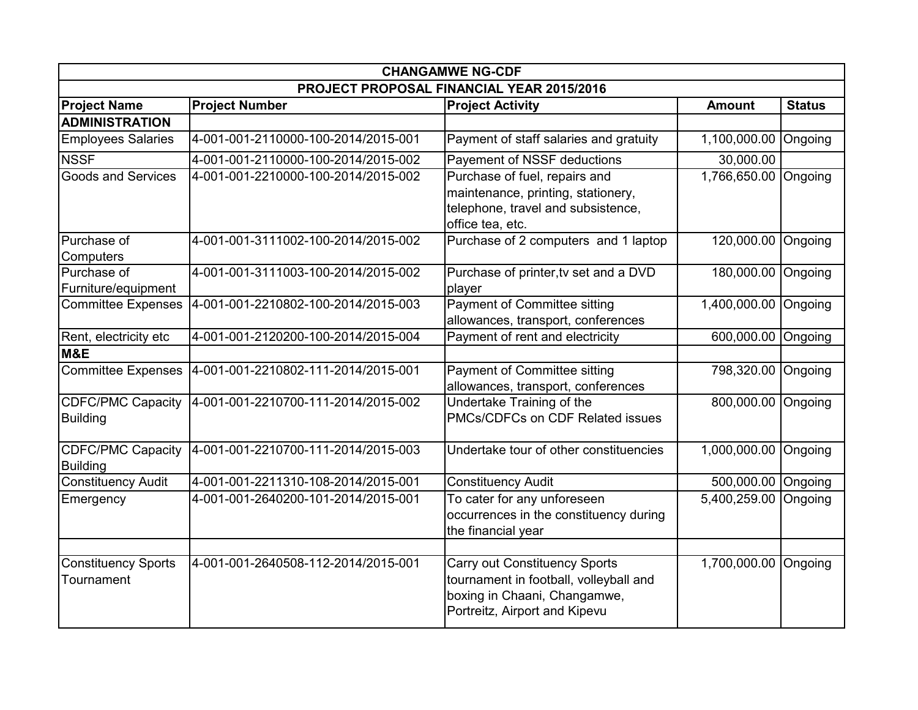| CHANGAMWE NG-CDF | | | | |
|---|---|---|---|---|
| PROJECT PROPOSAL FINANCIAL YEAR 2015/2016 | | | | |
| **Project Name** | **Project Number** | **Project Activity** | **Amount** | **Status** |
| **ADMINISTRATION** | | | | |
| Employees Salaries | 4-001-001-2110000-100-2014/2015-001 | Payment of staff salaries and gratuity | 1,100,000.00 | Ongoing |
| NSSF | 4-001-001-2110000-100-2014/2015-002 | Payement of NSSF deductions | 30,000.00 | |
| Goods and Services | 4-001-001-2210000-100-2014/2015-002 | Purchase of fuel, repairs and maintenance, printing, stationery, telephone, travel and subsistence, office tea, etc. | 1,766,650.00 | Ongoing |
| Purchase of Computers | 4-001-001-3111002-100-2014/2015-002 | Purchase of 2 computers and 1 laptop | 120,000.00 | Ongoing |
| Purchase of Furniture/equipment | 4-001-001-3111003-100-2014/2015-002 | Purchase of printer,tv set and a DVD player | 180,000.00 | Ongoing |
| Committee Expenses | 4-001-001-2210802-100-2014/2015-003 | Payment of Committee sitting allowances, transport, conferences | 1,400,000.00 | Ongoing |
| Rent, electricity etc | 4-001-001-2120200-100-2014/2015-004 | Payment of rent and electricity | 600,000.00 | Ongoing |
| **M&E** | | | | |
| Committee Expenses | 4-001-001-2210802-111-2014/2015-001 | Payment of Committee sitting allowances, transport, conferences | 798,320.00 | Ongoing |
| CDFC/PMC Capacity Building | 4-001-001-2210700-111-2014/2015-002 | Undertake Training of the PMCs/CDFCs on CDF Related issues | 800,000.00 | Ongoing |
| CDFC/PMC Capacity Building | 4-001-001-2210700-111-2014/2015-003 | Undertake tour of other constituencies | 1,000,000.00 | Ongoing |
| Constituency Audit | 4-001-001-2211310-108-2014/2015-001 | Constituency Audit | 500,000.00 | Ongoing |
| Emergency | 4-001-001-2640200-101-2014/2015-001 | To cater for any unforeseen occurrences in the constituency during the financial year | 5,400,259.00 | Ongoing |
| | | | | |
| Constituency Sports Tournament | 4-001-001-2640508-112-2014/2015-001 | Carry out Constituency Sports tournament in football, volleyball and boxing in Chaani, Changamwe, Portreitz, Airport and Kipevu | 1,700,000.00 | Ongoing |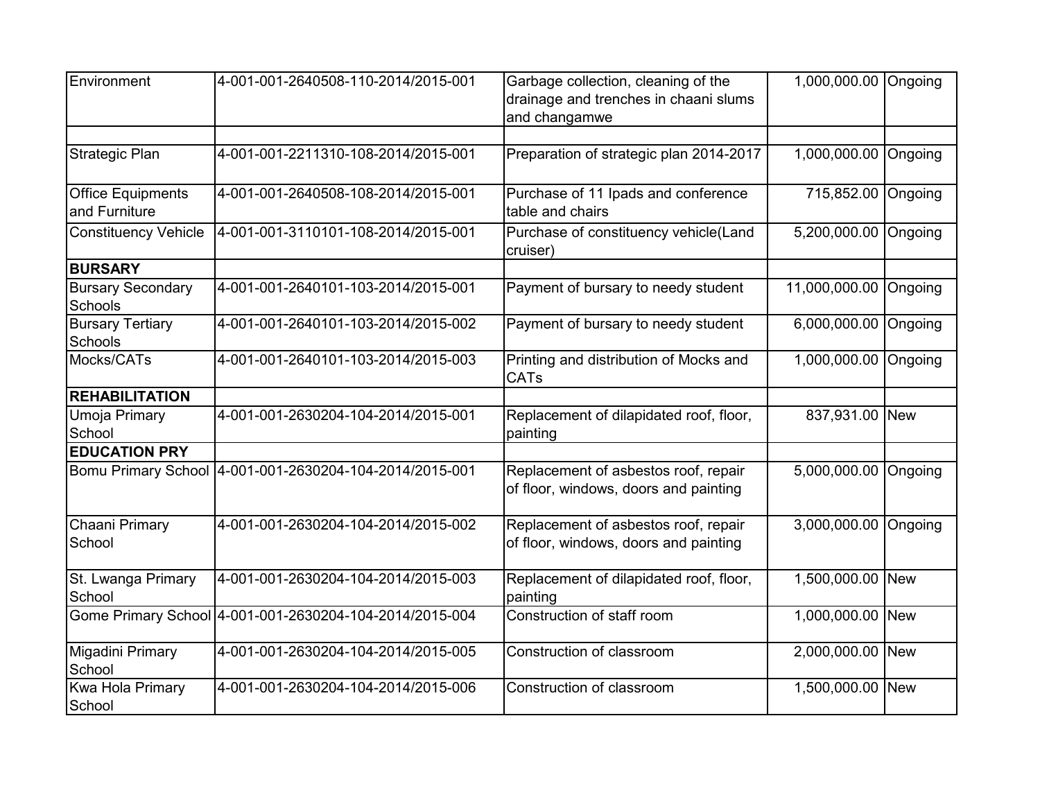| | | | | |
|---|---|---|---|---|
| Environment | 4-001-001-2640508-110-2014/2015-001 | Garbage collection, cleaning of the drainage and trenches in chaani slums and changamwe | 1,000,000.00 | Ongoing |
| | | | | |
| Strategic Plan | 4-001-001-2211310-108-2014/2015-001 | Preparation of strategic plan 2014-2017 | 1,000,000.00 | Ongoing |
| Office Equipments and Furniture | 4-001-001-2640508-108-2014/2015-001 | Purchase of 11 Ipads and conference table and chairs | 715,852.00 | Ongoing |
| Constituency Vehicle | 4-001-001-3110101-108-2014/2015-001 | Purchase of constituency vehicle(Land cruiser) | 5,200,000.00 | Ongoing |
| **BURSARY** | | | | |
| Bursary Secondary Schools | 4-001-001-2640101-103-2014/2015-001 | Payment of bursary to needy student | 11,000,000.00 | Ongoing |
| Bursary Tertiary Schools | 4-001-001-2640101-103-2014/2015-002 | Payment of bursary to needy student | 6,000,000.00 | Ongoing |
| Mocks/CATs | 4-001-001-2640101-103-2014/2015-003 | Printing and distribution of Mocks and CATs | 1,000,000.00 | Ongoing |
| **REHABILITATION** | | | | |
| Umoja Primary School | 4-001-001-2630204-104-2014/2015-001 | Replacement of dilapidated roof, floor, painting | 837,931.00 | New |
| **EDUCATION PRY** | | | | |
| Bomu Primary School | 4-001-001-2630204-104-2014/2015-001 | Replacement of asbestos roof, repair of floor, windows, doors and painting | 5,000,000.00 | Ongoing |
| Chaani Primary School | 4-001-001-2630204-104-2014/2015-002 | Replacement of asbestos roof, repair of floor, windows, doors and painting | 3,000,000.00 | Ongoing |
| St. Lwanga Primary School | 4-001-001-2630204-104-2014/2015-003 | Replacement of dilapidated roof, floor, painting | 1,500,000.00 | New |
| Gome Primary School | 4-001-001-2630204-104-2014/2015-004 | Construction of staff room | 1,000,000.00 | New |
| Migadini Primary School | 4-001-001-2630204-104-2014/2015-005 | Construction of classroom | 2,000,000.00 | New |
| Kwa Hola Primary School | 4-001-001-2630204-104-2014/2015-006 | Construction of classroom | 1,500,000.00 | New |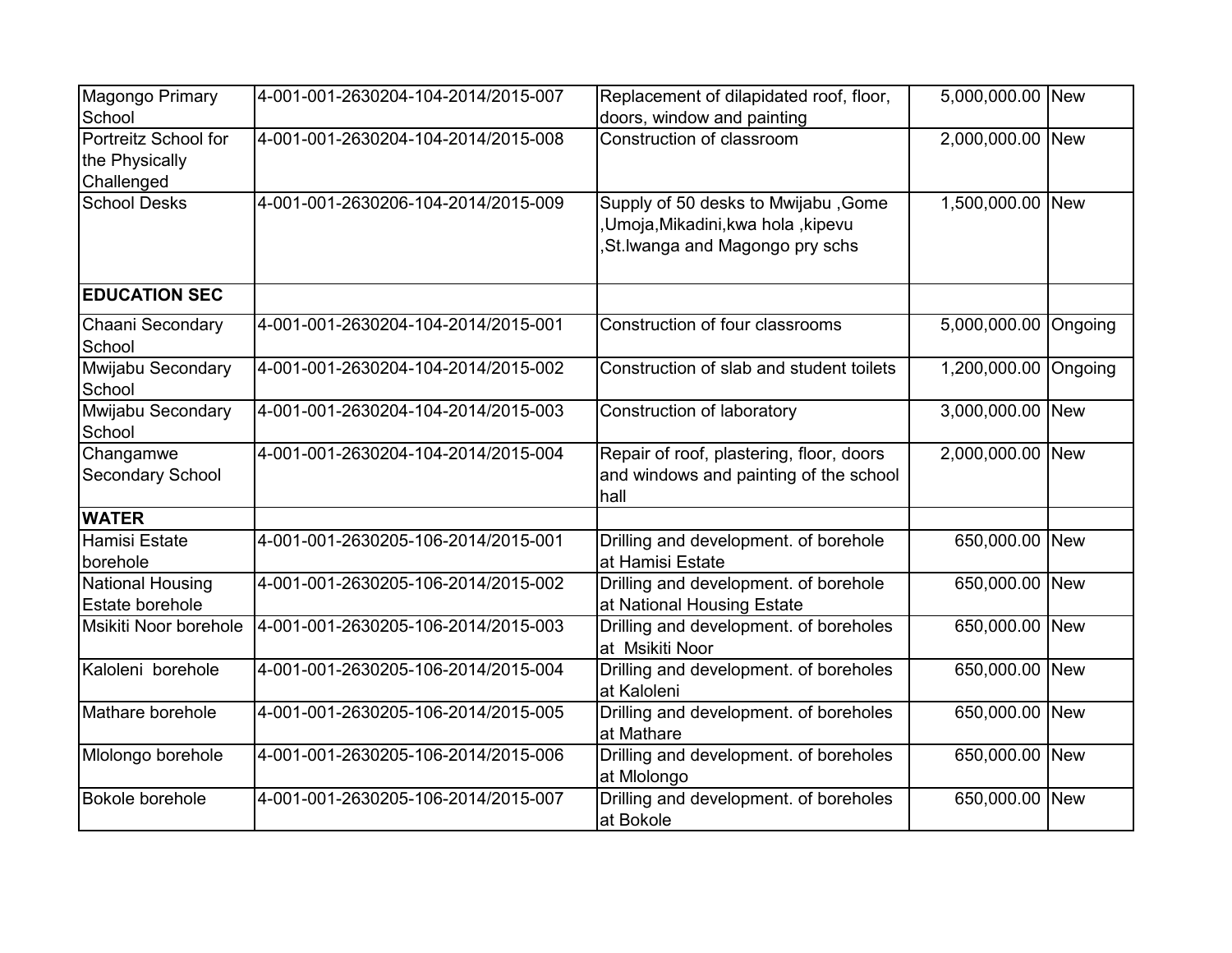| | | | | |
|---|---|---|---|---|
| Magongo Primary School | 4-001-001-2630204-104-2014/2015-007 | Replacement of dilapidated roof, floor, doors, window and painting | 5,000,000.00 | New |
| Portreitz School for the Physically Challenged | 4-001-001-2630204-104-2014/2015-008 | Construction of classroom | 2,000,000.00 | New |
| School Desks | 4-001-001-2630206-104-2014/2015-009 | Supply of 50 desks to Mwijabu ,Gome ,Umoja,Mikadini,kwa hola ,kipevu ,St.lwanga and Magongo pry schs | 1,500,000.00 | New |
| **EDUCATION SEC** | | | | |
| Chaani Secondary School | 4-001-001-2630204-104-2014/2015-001 | Construction of four classrooms | 5,000,000.00 | Ongoing |
| Mwijabu Secondary School | 4-001-001-2630204-104-2014/2015-002 | Construction of slab and student toilets | 1,200,000.00 | Ongoing |
| Mwijabu Secondary School | 4-001-001-2630204-104-2014/2015-003 | Construction of laboratory | 3,000,000.00 | New |
| Changamwe Secondary School | 4-001-001-2630204-104-2014/2015-004 | Repair of roof, plastering, floor, doors and windows and painting of the school hall | 2,000,000.00 | New |
| **WATER** | | | | |
| Hamisi Estate borehole | 4-001-001-2630205-106-2014/2015-001 | Drilling and development. of borehole at Hamisi Estate | 650,000.00 | New |
| National Housing Estate borehole | 4-001-001-2630205-106-2014/2015-002 | Drilling and development. of borehole at National Housing Estate | 650,000.00 | New |
| Msikiti Noor borehole | 4-001-001-2630205-106-2014/2015-003 | Drilling and development. of boreholes at Msikiti Noor | 650,000.00 | New |
| Kaloleni borehole | 4-001-001-2630205-106-2014/2015-004 | Drilling and development. of boreholes at Kaloleni | 650,000.00 | New |
| Mathare borehole | 4-001-001-2630205-106-2014/2015-005 | Drilling and development. of boreholes at Mathare | 650,000.00 | New |
| Mlolongo borehole | 4-001-001-2630205-106-2014/2015-006 | Drilling and development. of boreholes at Mlolongo | 650,000.00 | New |
| Bokole borehole | 4-001-001-2630205-106-2014/2015-007 | Drilling and development. of boreholes at Bokole | 650,000.00 | New |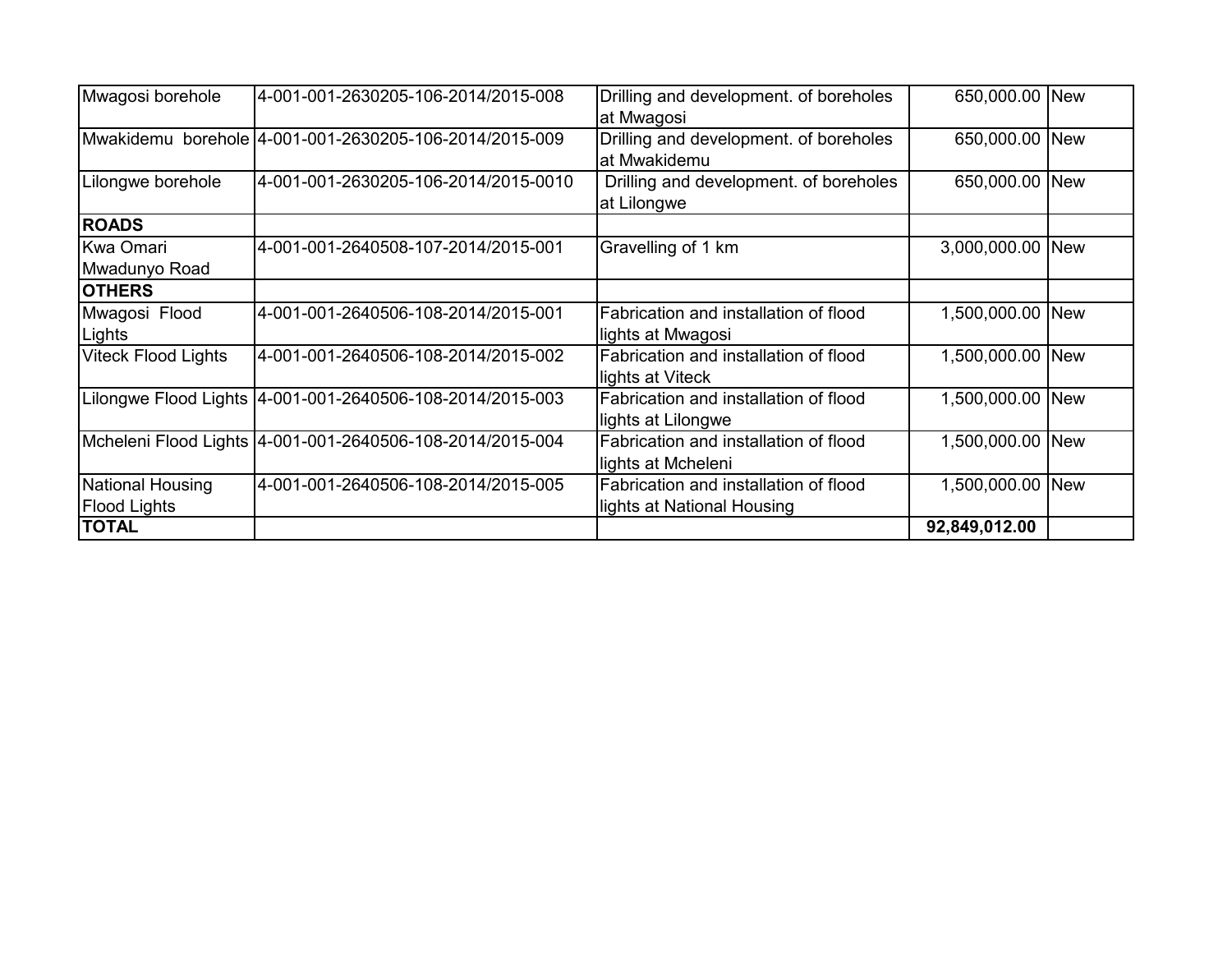| | | | | |
|---|---|---|---|---|
| Mwagosi borehole | 4-001-001-2630205-106-2014/2015-008 | Drilling and development. of boreholes at Mwagosi | 650,000.00 | New |
| Mwakidemu borehole | 4-001-001-2630205-106-2014/2015-009 | Drilling and development. of boreholes at Mwakidemu | 650,000.00 | New |
| Lilongwe borehole | 4-001-001-2630205-106-2014/2015-0010 | Drilling and development. of boreholes at Lilongwe | 650,000.00 | New |
| **ROADS** | | | | |
| Kwa Omari Mwadunyo Road | 4-001-001-2640508-107-2014/2015-001 | Gravelling of 1 km | 3,000,000.00 | New |
| **OTHERS** | | | | |
| Mwagosi Flood Lights | 4-001-001-2640506-108-2014/2015-001 | Fabrication and installation of flood lights at Mwagosi | 1,500,000.00 | New |
| Viteck Flood Lights | 4-001-001-2640506-108-2014/2015-002 | Fabrication and installation of flood lights at Viteck | 1,500,000.00 | New |
| Lilongwe Flood Lights | 4-001-001-2640506-108-2014/2015-003 | Fabrication and installation of flood lights at Lilongwe | 1,500,000.00 | New |
| Mcheleni Flood Lights | 4-001-001-2640506-108-2014/2015-004 | Fabrication and installation of flood lights at Mcheleni | 1,500,000.00 | New |
| National Housing Flood Lights | 4-001-001-2640506-108-2014/2015-005 | Fabrication and installation of flood lights at National Housing | 1,500,000.00 | New |
| **TOTAL** | | | **92,849,012.00** | |